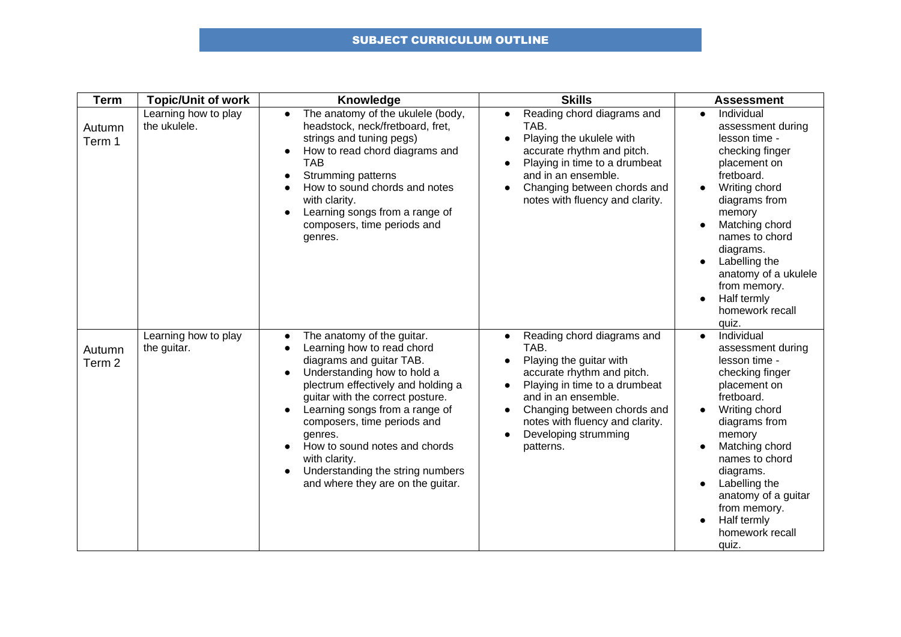# SUBJECT CURRICULUM OUTLINE

| Term | Topic/Unit of work | Knowledge | Skills | Assessment |
|---|---|---|---|---|
| Autumn Term 1 | Learning how to play the ukulele. | • The anatomy of the ukulele (body, headstock, neck/fretboard, fret, strings and tuning pegs)<br>• How to read chord diagrams and TAB<br>• Strumming patterns<br>• How to sound chords and notes with clarity.<br>• Learning songs from a range of composers, time periods and genres. | • Reading chord diagrams and TAB.<br>• Playing the ukulele with accurate rhythm and pitch.<br>• Playing in time to a drumbeat and in an ensemble.<br>• Changing between chords and notes with fluency and clarity. | • Individual assessment during lesson time - checking finger placement on fretboard.<br>• Writing chord diagrams from memory<br>• Matching chord names to chord diagrams.<br>• Labelling the anatomy of a ukulele from memory.<br>• Half termly homework recall quiz. |
| Autumn Term 2 | Learning how to play the guitar. | • The anatomy of the guitar.<br>• Learning how to read chord diagrams and guitar TAB.<br>• Understanding how to hold a plectrum effectively and holding a guitar with the correct posture.<br>• Learning songs from a range of composers, time periods and genres.<br>• How to sound notes and chords with clarity.<br>• Understanding the string numbers and where they are on the guitar. | • Reading chord diagrams and TAB.<br>• Playing the guitar with accurate rhythm and pitch.<br>• Playing in time to a drumbeat and in an ensemble.<br>• Changing between chords and notes with fluency and clarity.<br>• Developing strumming patterns. | • Individual assessment during lesson time - checking finger placement on fretboard.<br>• Writing chord diagrams from memory<br>• Matching chord names to chord diagrams.<br>• Labelling the anatomy of a guitar from memory.<br>• Half termly homework recall quiz. |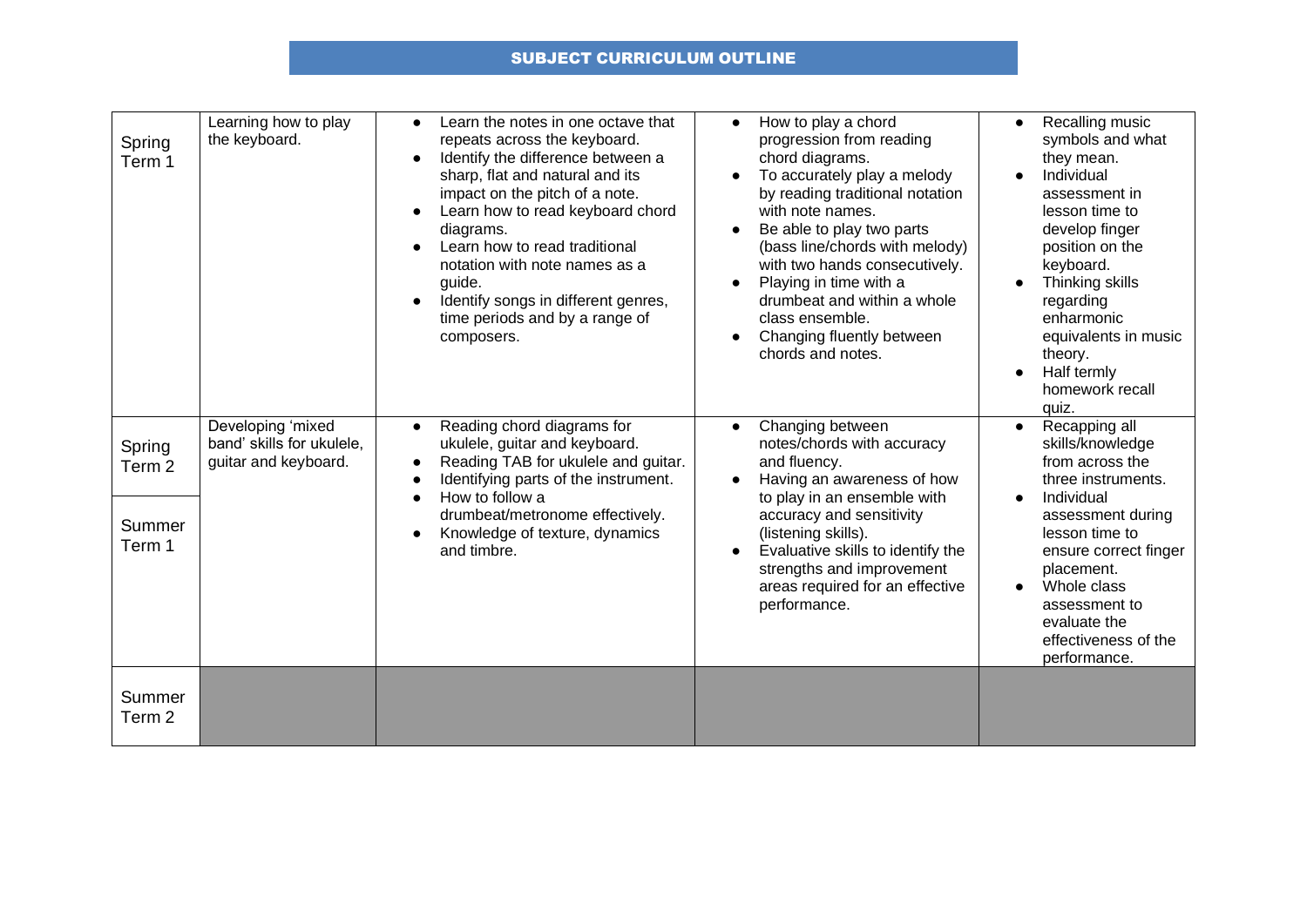## SUBJECT CURRICULUM OUTLINE

| | | | | |
|---|---|---|---|---|
| Spring Term 1 | Learning how to play the keyboard. | • Learn the notes in one octave that repeats across the keyboard.<br>• Identify the difference between a sharp, flat and natural and its impact on the pitch of a note.<br>• Learn how to read keyboard chord diagrams.<br>• Learn how to read traditional notation with note names as a guide.<br>• Identify songs in different genres, time periods and by a range of composers. | • How to play a chord progression from reading chord diagrams.<br>• To accurately play a melody by reading traditional notation with note names.<br>• Be able to play two parts (bass line/chords with melody) with two hands consecutively.<br>• Playing in time with a drumbeat and within a whole class ensemble.<br>• Changing fluently between chords and notes. | • Recalling music symbols and what they mean.<br>• Individual assessment in lesson time to develop finger position on the keyboard.<br>• Thinking skills regarding enharmonic equivalents in music theory.<br>• Half termly homework recall quiz. |
| Spring Term 2<br><br>Summer Term 1 | Developing 'mixed band' skills for ukulele, guitar and keyboard. | • Reading chord diagrams for ukulele, guitar and keyboard.<br>• Reading TAB for ukulele and guitar.<br>• Identifying parts of the instrument.<br>• How to follow a drumbeat/metronome effectively.<br>• Knowledge of texture, dynamics and timbre. | • Changing between notes/chords with accuracy and fluency.<br>• Having an awareness of how to play in an ensemble with accuracy and sensitivity (listening skills).<br>• Evaluative skills to identify the strengths and improvement areas required for an effective performance. | • Recapping all skills/knowledge from across the three instruments.<br>• Individual assessment during lesson time to ensure correct finger placement.<br>• Whole class assessment to evaluate the effectiveness of the performance. |
| Summer Term 2 | | | | |